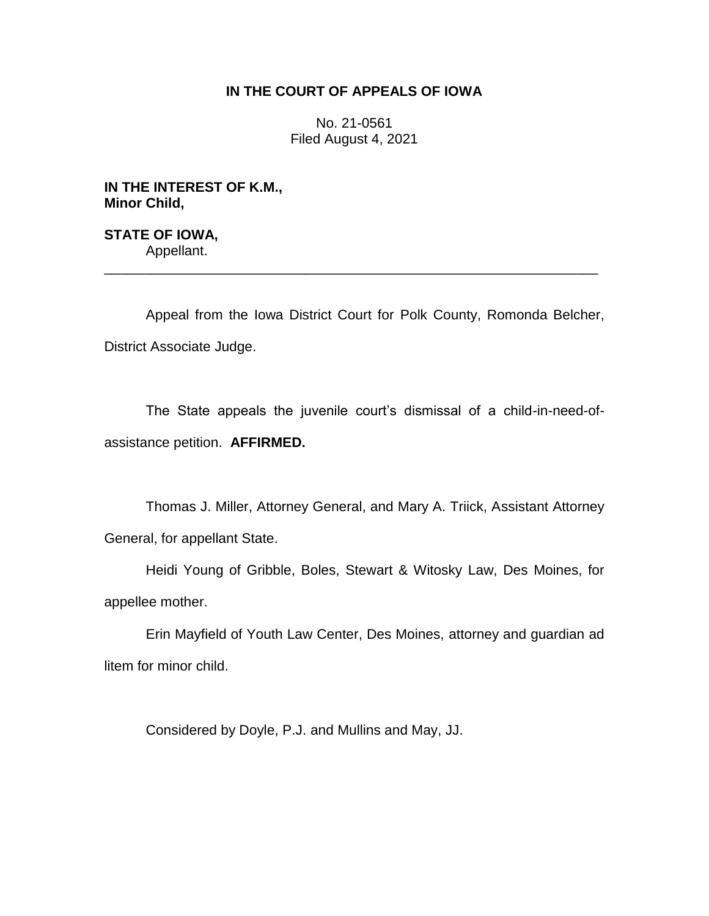# IN THE COURT OF APPEALS OF IOWA

No. 21-0561
Filed August 4, 2021

**IN THE INTEREST OF K.M., Minor Child,**

**STATE OF IOWA,**
Appellant.

---

Appeal from the Iowa District Court for Polk County, Romonda Belcher, District Associate Judge.

The State appeals the juvenile court's dismissal of a child-in-need-of-assistance petition. **AFFIRMED.**

Thomas J. Miller, Attorney General, and Mary A. Triick, Assistant Attorney General, for appellant State.

Heidi Young of Gribble, Boles, Stewart & Witosky Law, Des Moines, for appellee mother.

Erin Mayfield of Youth Law Center, Des Moines, attorney and guardian ad litem for minor child.

Considered by Doyle, P.J. and Mullins and May, JJ.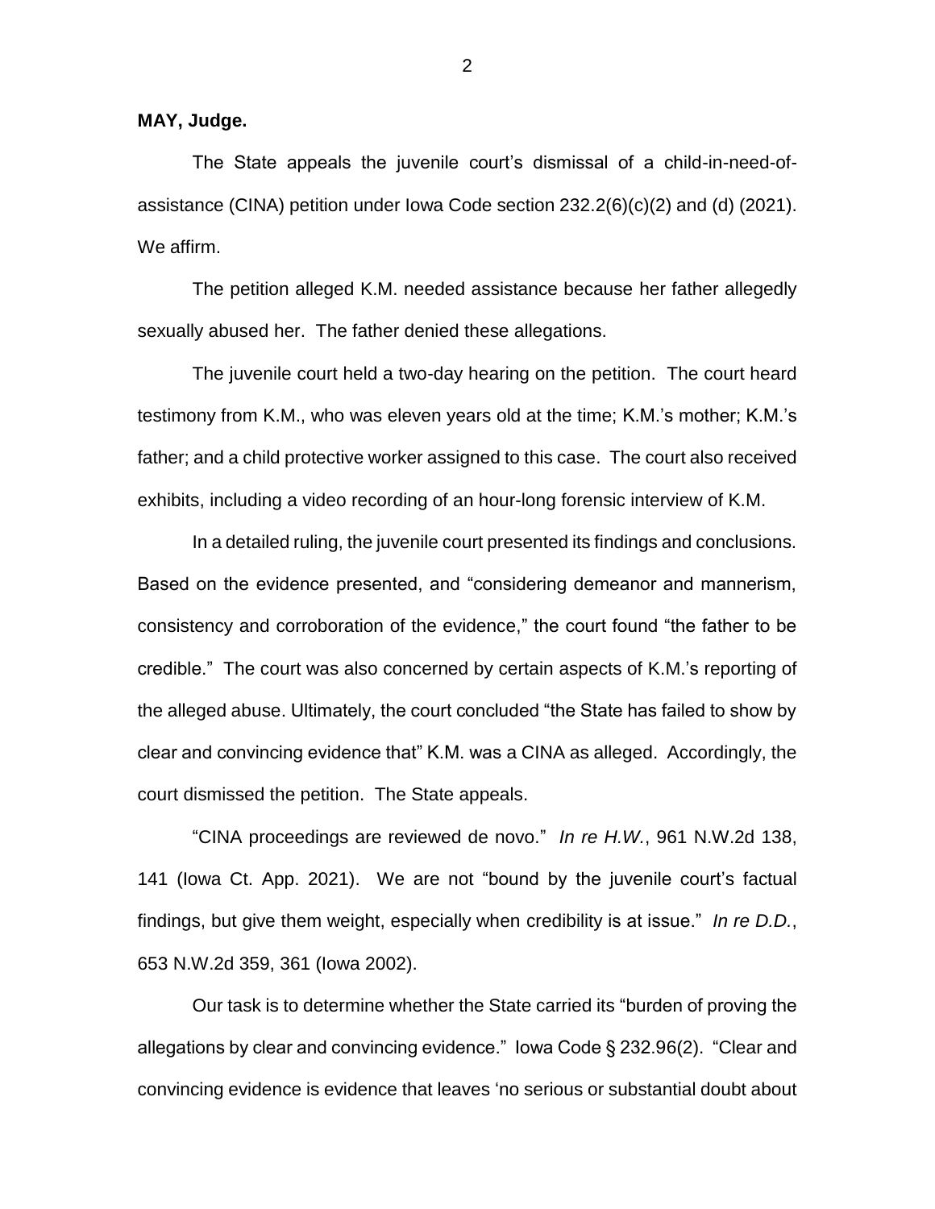**MAY, Judge.**

The State appeals the juvenile court's dismissal of a child-in-need-of-assistance (CINA) petition under Iowa Code section 232.2(6)(c)(2) and (d) (2021). We affirm.

The petition alleged K.M. needed assistance because her father allegedly sexually abused her. The father denied these allegations.

The juvenile court held a two-day hearing on the petition. The court heard testimony from K.M., who was eleven years old at the time; K.M.'s mother; K.M.'s father; and a child protective worker assigned to this case. The court also received exhibits, including a video recording of an hour-long forensic interview of K.M.

In a detailed ruling, the juvenile court presented its findings and conclusions. Based on the evidence presented, and "considering demeanor and mannerism, consistency and corroboration of the evidence," the court found "the father to be credible." The court was also concerned by certain aspects of K.M.'s reporting of the alleged abuse. Ultimately, the court concluded "the State has failed to show by clear and convincing evidence that" K.M. was a CINA as alleged. Accordingly, the court dismissed the petition. The State appeals.

"CINA proceedings are reviewed de novo." *In re H.W.*, 961 N.W.2d 138, 141 (Iowa Ct. App. 2021). We are not "bound by the juvenile court's factual findings, but give them weight, especially when credibility is at issue." *In re D.D.*, 653 N.W.2d 359, 361 (Iowa 2002).

Our task is to determine whether the State carried its "burden of proving the allegations by clear and convincing evidence." Iowa Code § 232.96(2). "Clear and convincing evidence is evidence that leaves 'no serious or substantial doubt about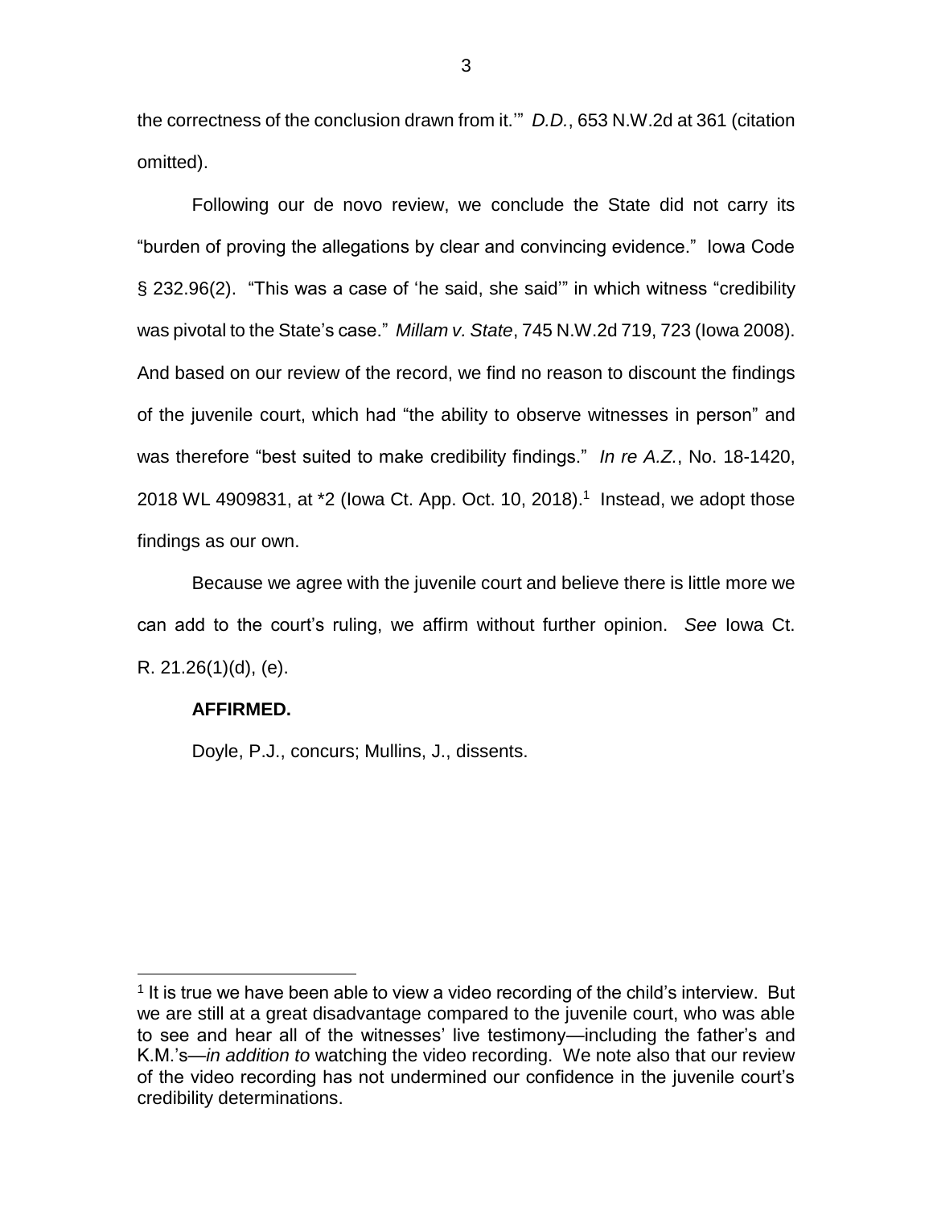the correctness of the conclusion drawn from it.'" *D.D.*, 653 N.W.2d at 361 (citation omitted).

Following our de novo review, we conclude the State did not carry its "burden of proving the allegations by clear and convincing evidence." Iowa Code § 232.96(2). "This was a case of 'he said, she said'" in which witness "credibility was pivotal to the State's case." *Millam v. State*, 745 N.W.2d 719, 723 (Iowa 2008). And based on our review of the record, we find no reason to discount the findings of the juvenile court, which had "the ability to observe witnesses in person" and was therefore "best suited to make credibility findings." *In re A.Z.*, No. 18-1420, 2018 WL 4909831, at *2 (Iowa Ct. App. Oct. 10, 2018).[1] Instead, we adopt those findings as our own.

Because we agree with the juvenile court and believe there is little more we can add to the court's ruling, we affirm without further opinion. *See* Iowa Ct. R. 21.26(1)(d), (e).

**AFFIRMED.**

Doyle, P.J., concurs; Mullins, J., dissents.

---

[1] It is true we have been able to view a video recording of the child's interview. But we are still at a great disadvantage compared to the juvenile court, who was able to see and hear all of the witnesses' live testimony—including the father's and K.M.'s—*in addition to* watching the video recording. We note also that our review of the video recording has not undermined our confidence in the juvenile court's credibility determinations.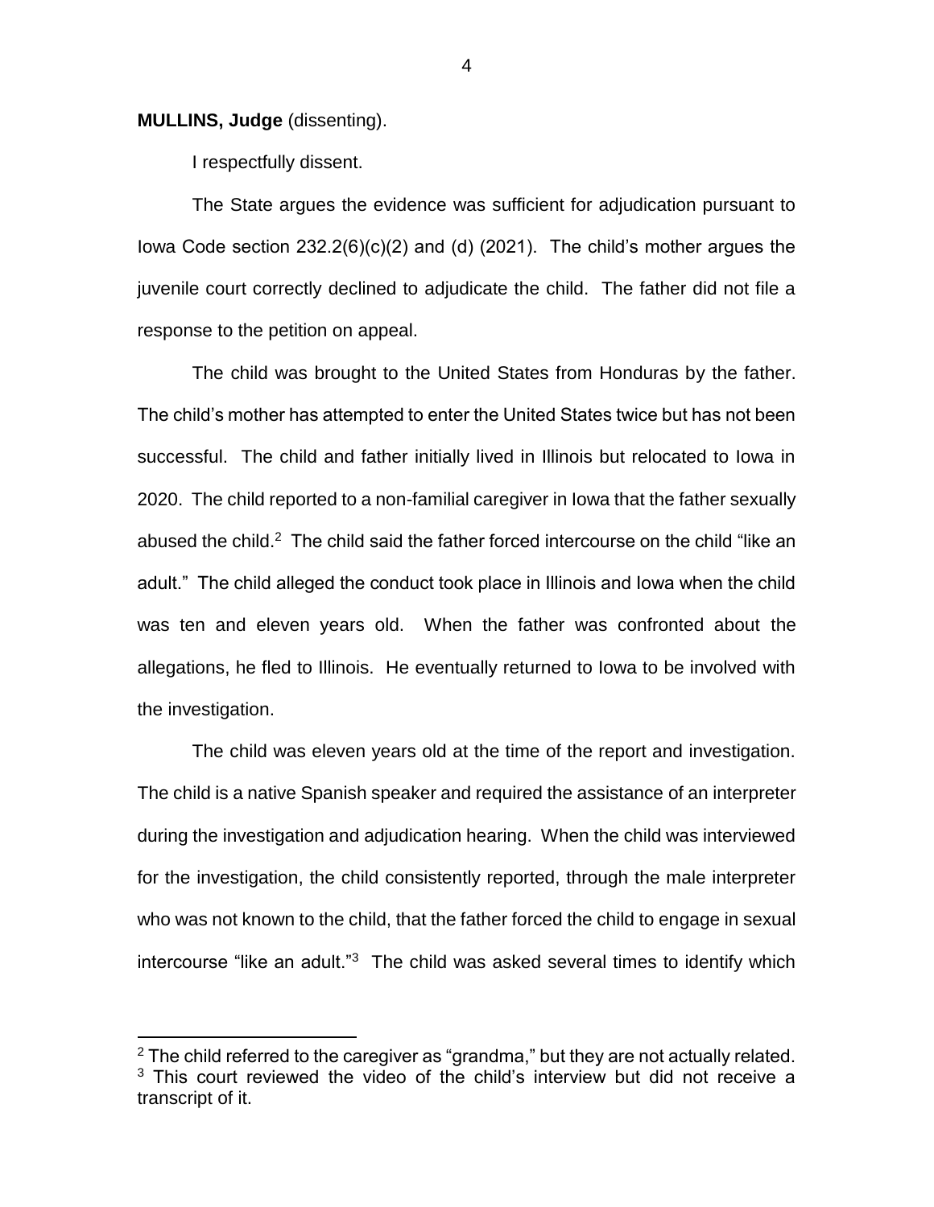**MULLINS, Judge** (dissenting).

I respectfully dissent.

The State argues the evidence was sufficient for adjudication pursuant to Iowa Code section 232.2(6)(c)(2) and (d) (2021). The child's mother argues the juvenile court correctly declined to adjudicate the child. The father did not file a response to the petition on appeal.

The child was brought to the United States from Honduras by the father. The child's mother has attempted to enter the United States twice but has not been successful. The child and father initially lived in Illinois but relocated to Iowa in 2020. The child reported to a non-familial caregiver in Iowa that the father sexually abused the child.[2] The child said the father forced intercourse on the child "like an adult." The child alleged the conduct took place in Illinois and Iowa when the child was ten and eleven years old. When the father was confronted about the allegations, he fled to Illinois. He eventually returned to Iowa to be involved with the investigation.

The child was eleven years old at the time of the report and investigation. The child is a native Spanish speaker and required the assistance of an interpreter during the investigation and adjudication hearing. When the child was interviewed for the investigation, the child consistently reported, through the male interpreter who was not known to the child, that the father forced the child to engage in sexual intercourse "like an adult."[3] The child was asked several times to identify which

---

[2] The child referred to the caregiver as "grandma," but they are not actually related.

[3] This court reviewed the video of the child's interview but did not receive a transcript of it.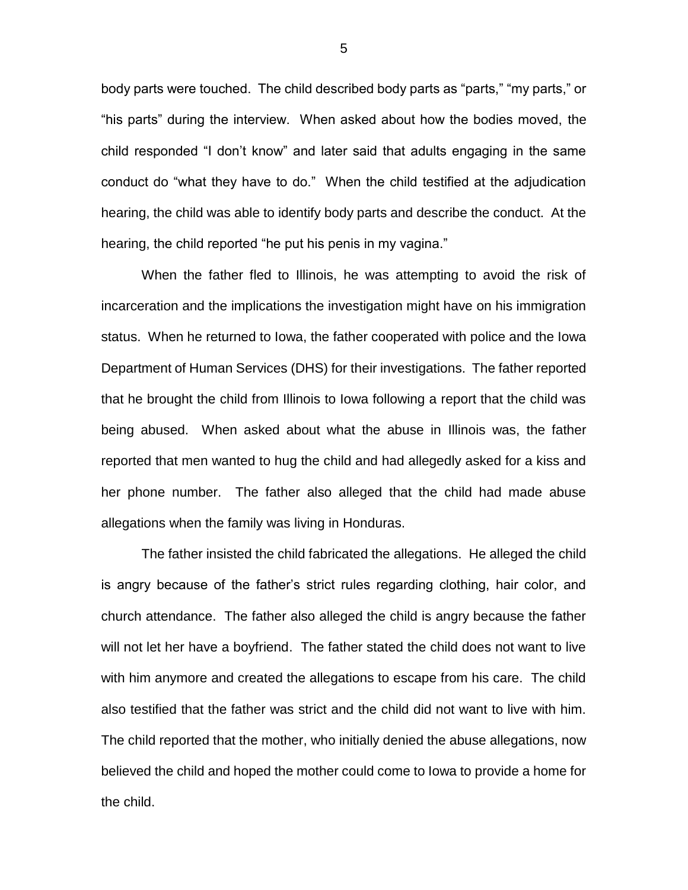body parts were touched. The child described body parts as "parts," "my parts," or "his parts" during the interview. When asked about how the bodies moved, the child responded "I don't know" and later said that adults engaging in the same conduct do "what they have to do." When the child testified at the adjudication hearing, the child was able to identify body parts and describe the conduct. At the hearing, the child reported "he put his penis in my vagina."

When the father fled to Illinois, he was attempting to avoid the risk of incarceration and the implications the investigation might have on his immigration status. When he returned to Iowa, the father cooperated with police and the Iowa Department of Human Services (DHS) for their investigations. The father reported that he brought the child from Illinois to Iowa following a report that the child was being abused. When asked about what the abuse in Illinois was, the father reported that men wanted to hug the child and had allegedly asked for a kiss and her phone number. The father also alleged that the child had made abuse allegations when the family was living in Honduras.

The father insisted the child fabricated the allegations. He alleged the child is angry because of the father's strict rules regarding clothing, hair color, and church attendance. The father also alleged the child is angry because the father will not let her have a boyfriend. The father stated the child does not want to live with him anymore and created the allegations to escape from his care. The child also testified that the father was strict and the child did not want to live with him. The child reported that the mother, who initially denied the abuse allegations, now believed the child and hoped the mother could come to Iowa to provide a home for the child.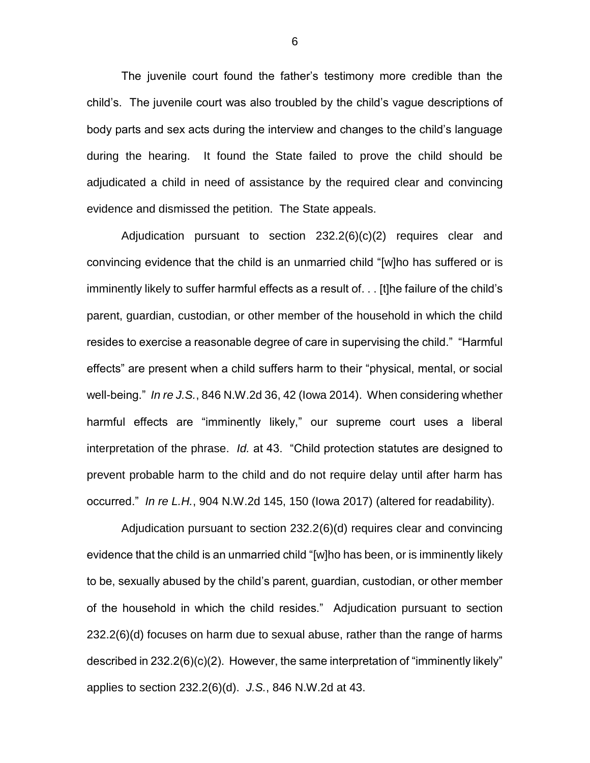The juvenile court found the father's testimony more credible than the child's. The juvenile court was also troubled by the child's vague descriptions of body parts and sex acts during the interview and changes to the child's language during the hearing. It found the State failed to prove the child should be adjudicated a child in need of assistance by the required clear and convincing evidence and dismissed the petition. The State appeals.

Adjudication pursuant to section 232.2(6)(c)(2) requires clear and convincing evidence that the child is an unmarried child "[w]ho has suffered or is imminently likely to suffer harmful effects as a result of. . . [t]he failure of the child's parent, guardian, custodian, or other member of the household in which the child resides to exercise a reasonable degree of care in supervising the child." "Harmful effects" are present when a child suffers harm to their "physical, mental, or social well-being." *In re J.S.*, 846 N.W.2d 36, 42 (Iowa 2014). When considering whether harmful effects are "imminently likely," our supreme court uses a liberal interpretation of the phrase. *Id.* at 43. "Child protection statutes are designed to prevent probable harm to the child and do not require delay until after harm has occurred." *In re L.H.*, 904 N.W.2d 145, 150 (Iowa 2017) (altered for readability).

Adjudication pursuant to section 232.2(6)(d) requires clear and convincing evidence that the child is an unmarried child "[w]ho has been, or is imminently likely to be, sexually abused by the child's parent, guardian, custodian, or other member of the household in which the child resides." Adjudication pursuant to section 232.2(6)(d) focuses on harm due to sexual abuse, rather than the range of harms described in 232.2(6)(c)(2). However, the same interpretation of "imminently likely" applies to section 232.2(6)(d). *J.S.*, 846 N.W.2d at 43.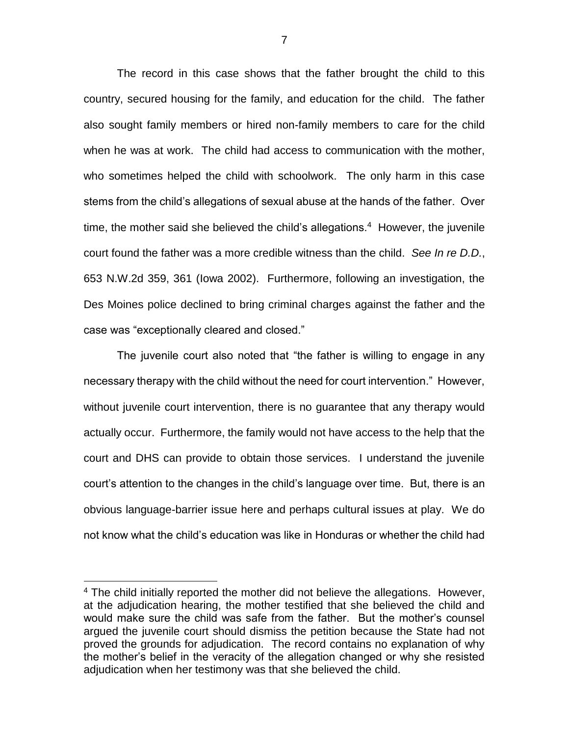The record in this case shows that the father brought the child to this country, secured housing for the family, and education for the child. The father also sought family members or hired non-family members to care for the child when he was at work. The child had access to communication with the mother, who sometimes helped the child with schoolwork. The only harm in this case stems from the child's allegations of sexual abuse at the hands of the father. Over time, the mother said she believed the child's allegations.[4] However, the juvenile court found the father was a more credible witness than the child. *See In re D.D.*, 653 N.W.2d 359, 361 (Iowa 2002). Furthermore, following an investigation, the Des Moines police declined to bring criminal charges against the father and the case was "exceptionally cleared and closed."

The juvenile court also noted that "the father is willing to engage in any necessary therapy with the child without the need for court intervention." However, without juvenile court intervention, there is no guarantee that any therapy would actually occur. Furthermore, the family would not have access to the help that the court and DHS can provide to obtain those services. I understand the juvenile court's attention to the changes in the child's language over time. But, there is an obvious language-barrier issue here and perhaps cultural issues at play. We do not know what the child's education was like in Honduras or whether the child had

[4] The child initially reported the mother did not believe the allegations. However, at the adjudication hearing, the mother testified that she believed the child and would make sure the child was safe from the father. But the mother's counsel argued the juvenile court should dismiss the petition because the State had not proved the grounds for adjudication. The record contains no explanation of why the mother's belief in the veracity of the allegation changed or why she resisted adjudication when her testimony was that she believed the child.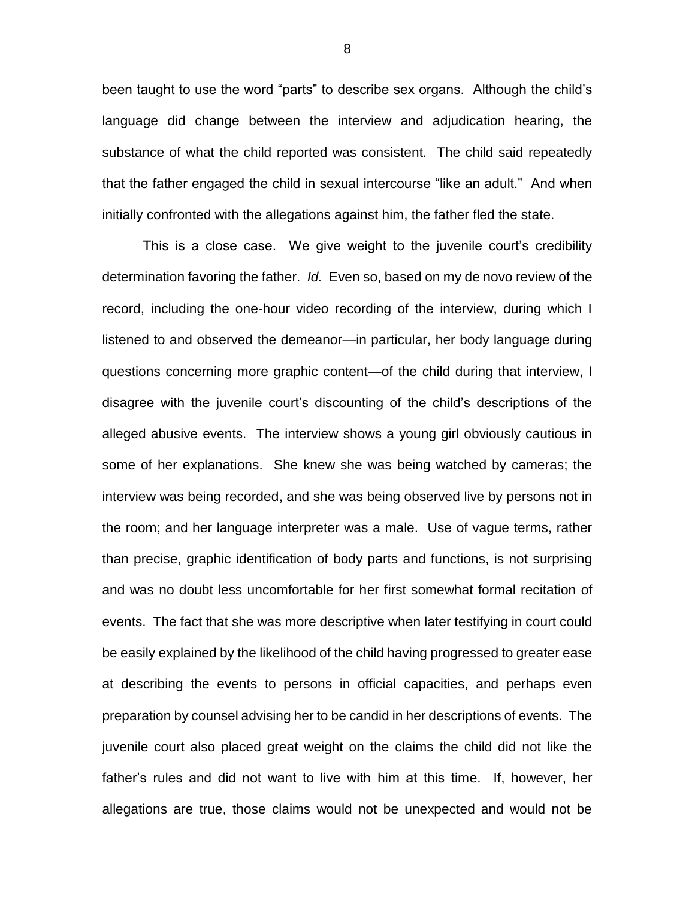been taught to use the word "parts" to describe sex organs. Although the child's language did change between the interview and adjudication hearing, the substance of what the child reported was consistent. The child said repeatedly that the father engaged the child in sexual intercourse "like an adult." And when initially confronted with the allegations against him, the father fled the state.

This is a close case. We give weight to the juvenile court's credibility determination favoring the father. *Id.* Even so, based on my de novo review of the record, including the one-hour video recording of the interview, during which I listened to and observed the demeanor—in particular, her body language during questions concerning more graphic content—of the child during that interview, I disagree with the juvenile court's discounting of the child's descriptions of the alleged abusive events. The interview shows a young girl obviously cautious in some of her explanations. She knew she was being watched by cameras; the interview was being recorded, and she was being observed live by persons not in the room; and her language interpreter was a male. Use of vague terms, rather than precise, graphic identification of body parts and functions, is not surprising and was no doubt less uncomfortable for her first somewhat formal recitation of events. The fact that she was more descriptive when later testifying in court could be easily explained by the likelihood of the child having progressed to greater ease at describing the events to persons in official capacities, and perhaps even preparation by counsel advising her to be candid in her descriptions of events. The juvenile court also placed great weight on the claims the child did not like the father's rules and did not want to live with him at this time. If, however, her allegations are true, those claims would not be unexpected and would not be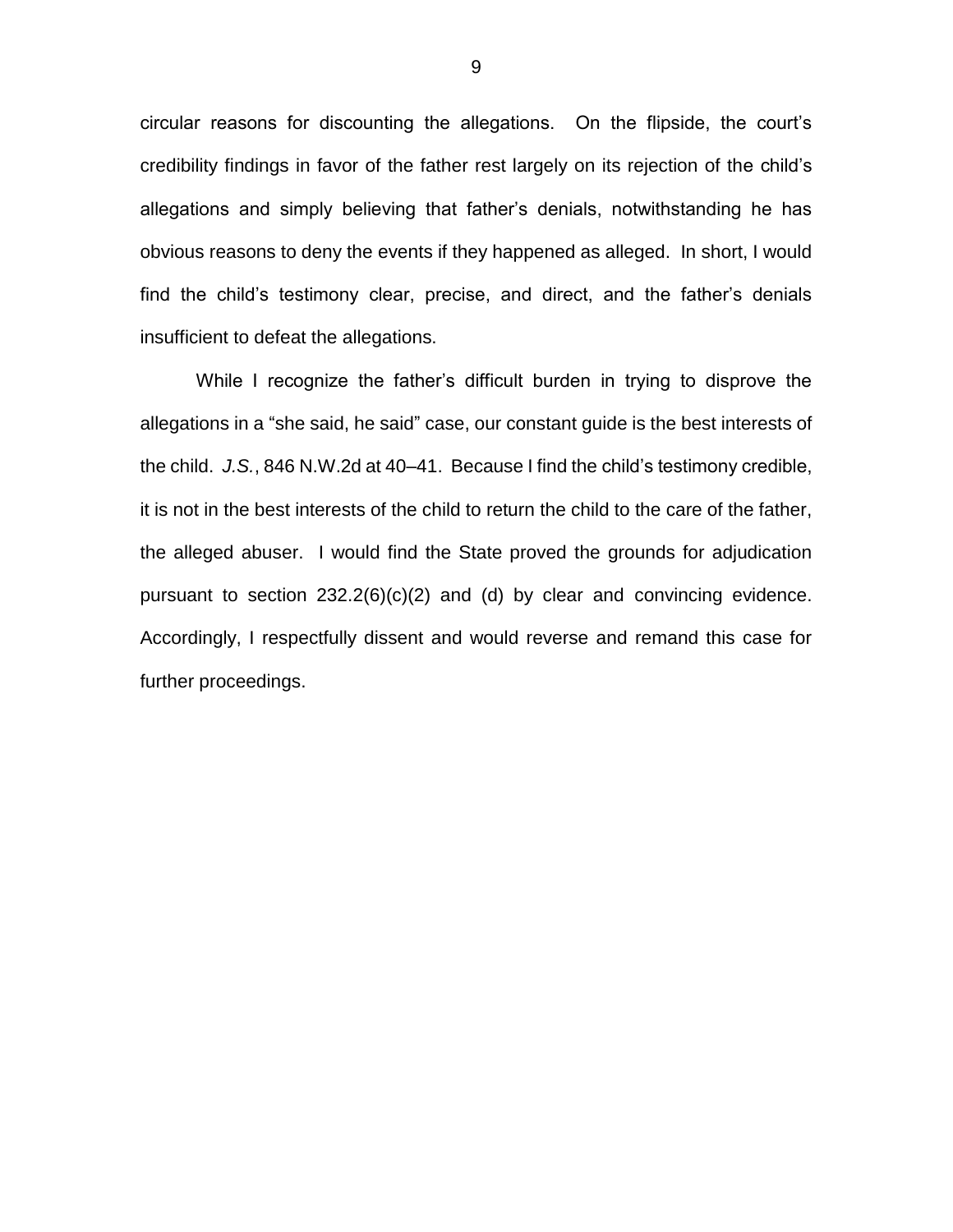circular reasons for discounting the allegations. On the flipside, the court's credibility findings in favor of the father rest largely on its rejection of the child's allegations and simply believing that father's denials, notwithstanding he has obvious reasons to deny the events if they happened as alleged. In short, I would find the child's testimony clear, precise, and direct, and the father's denials insufficient to defeat the allegations.

While I recognize the father's difficult burden in trying to disprove the allegations in a "she said, he said" case, our constant guide is the best interests of the child. *J.S.*, 846 N.W.2d at 40–41. Because I find the child's testimony credible, it is not in the best interests of the child to return the child to the care of the father, the alleged abuser. I would find the State proved the grounds for adjudication pursuant to section 232.2(6)(c)(2) and (d) by clear and convincing evidence. Accordingly, I respectfully dissent and would reverse and remand this case for further proceedings.